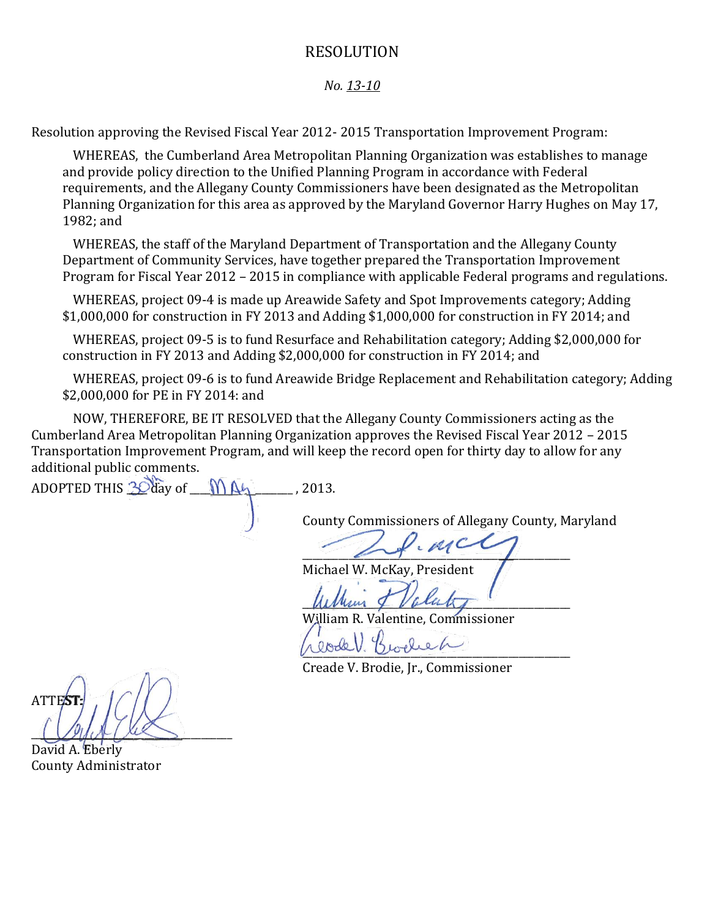# RESOLUTION

*No. 13-10*

Resolution approving the Revised Fiscal Year 2012- 2015 Transportation Improvement Program:

WHEREAS, the Cumberland Area Metropolitan Planning Organization was establishes to manage and provide policy direction to the Unified Planning Program in accordance with Federal requirements, and the Allegany County Commissioners have been designated as the Metropolitan Planning Organization for this area as approved by the Maryland Governor Harry Hughes on May 17, 1982; and

WHEREAS, the staff of the Maryland Department of Transportation and the Allegany County Department of Community Services, have together prepared the Transportation Improvement Program for Fiscal Year 2012 – 2015 in compliance with applicable Federal programs and regulations.

WHEREAS, project 09-4 is made up Areawide Safety and Spot Improvements category; Adding $1,000,000 for construction in FY 2013 and Adding $1,000,000 for construction in FY 2014; and

WHEREAS, project 09-5 is to fund Resurface and Rehabilitation category; Adding $2,000,000 for construction in FY 2013 and Adding $2,000,000 for construction in FY 2014; and

WHEREAS, project 09-6 is to fund Areawide Bridge Replacement and Rehabilitation category; Adding $2,000,000 for PE in FY 2014: and

NOW, THEREFORE, BE IT RESOLVED that the Allegany County Commissioners acting as the Cumberland Area Metropolitan Planning Organization approves the Revised Fiscal Year 2012 – 2015 Transportation Improvement Program, and will keep the record open for thirty day to allow for any additional public comments.

ADOPTED THIS 30th day of MAY, 2013.

County Commissioners of Allegany County, Maryland

Michael W. McKay, President

William R. Valentine, Commissioner

Creade V. Brodie, Jr., Commissioner

ATTEST:

David A. Eberly
County Administrator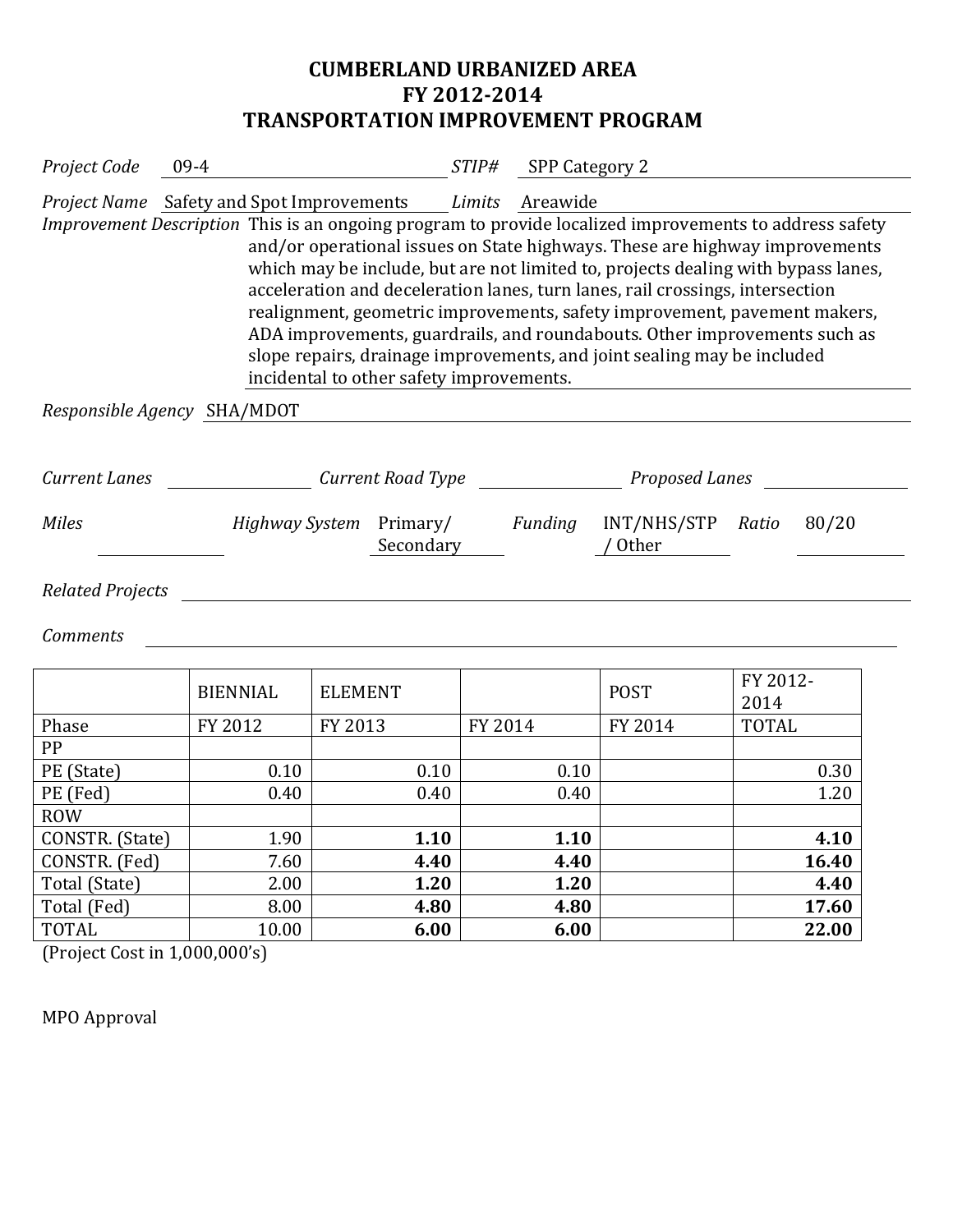# CUMBERLAND URBANIZED AREA
# FY 2012-2014
# TRANSPORTATION IMPROVEMENT PROGRAM

*Project Code* 09-4 *STIP#* SPP Category 2

*Project Name* Safety and Spot Improvements *Limits* Areawide

*Improvement Description* This is an ongoing program to provide localized improvements to address safety and/or operational issues on State highways. These are highway improvements which may be include, but are not limited to, projects dealing with bypass lanes, acceleration and deceleration lanes, turn lanes, rail crossings, intersection realignment, geometric improvements, safety improvement, pavement makers, ADA improvements, guardrails, and roundabouts. Other improvements such as slope repairs, drainage improvements, and joint sealing may be included incidental to other safety improvements.

*Responsible Agency* SHA/MDOT

*Current Lanes* *Current Road Type* *Proposed Lanes*

*Miles* *Highway System* Primary/ Secondary *Funding* INT/NHS/STP / Other *Ratio* 80/20

*Related Projects*

*Comments*

| | BIENNIAL | ELEMENT | | POST | FY 2012-2014 |
|---|---|---|---|---|---|
| Phase | FY 2012 | FY 2013 | FY 2014 | FY 2014 | TOTAL |
| PP | | | | | |
| PE (State) | 0.10 | 0.10 | 0.10 | | 0.30 |
| PE (Fed) | 0.40 | 0.40 | 0.40 | | 1.20 |
| ROW | | | | | |
| CONSTR. (State) | 1.90 | **1.10** | **1.10** | | **4.10** |
| CONSTR. (Fed) | 7.60 | **4.40** | **4.40** | | **16.40** |
| Total (State) | 2.00 | **1.20** | **1.20** | | **4.40** |
| Total (Fed) | 8.00 | **4.80** | **4.80** | | **17.60** |
| TOTAL | 10.00 | **6.00** | **6.00** | | **22.00** |

(Project Cost in 1,000,000's)

MPO Approval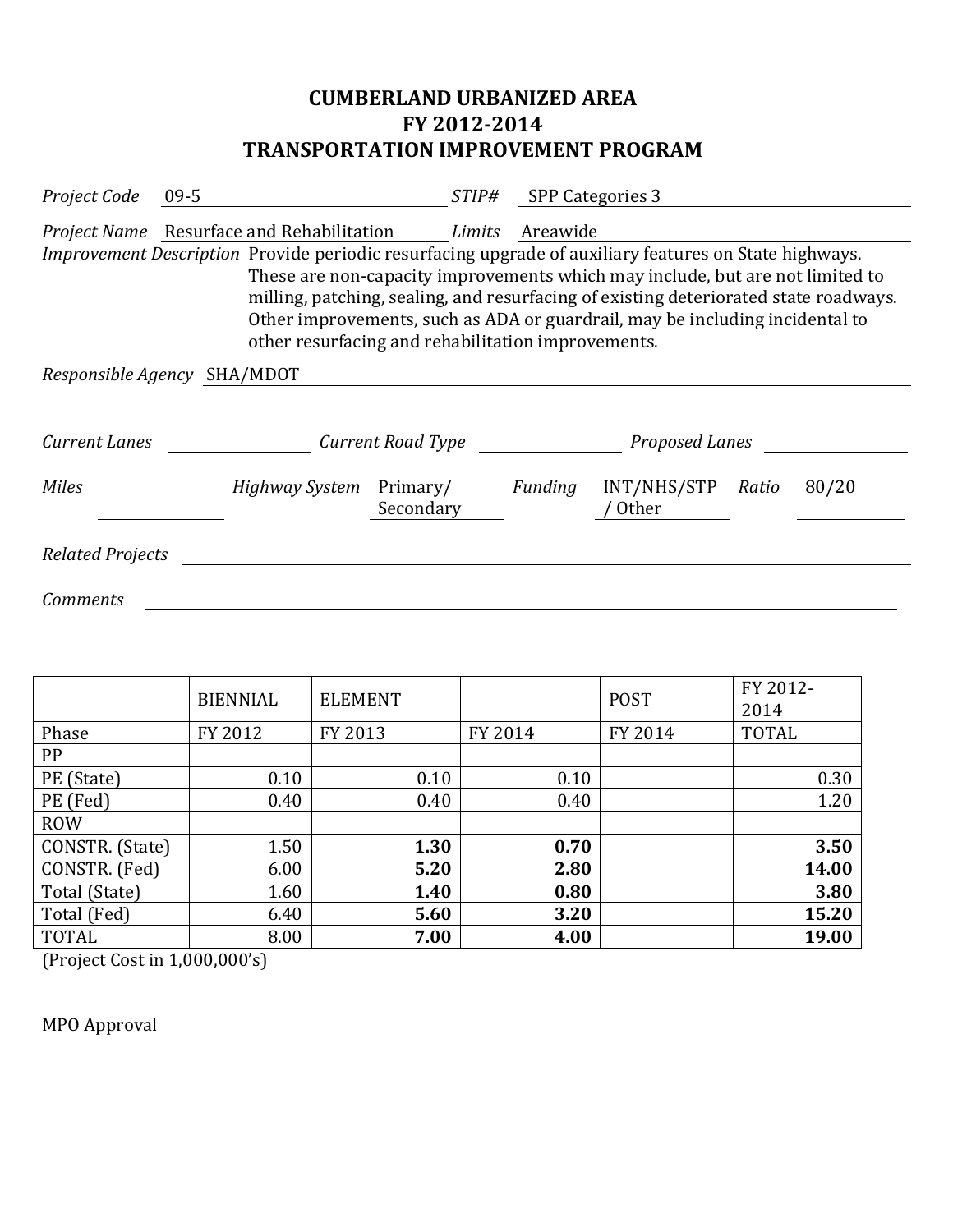# CUMBERLAND URBANIZED AREA
# FY 2012-2014
# TRANSPORTATION IMPROVEMENT PROGRAM

*Project Code* 09-5 *STIP#* SPP Categories 3

*Project Name* Resurface and Rehabilitation *Limits* Areawide

*Improvement Description* Provide periodic resurfacing upgrade of auxiliary features on State highways. These are non-capacity improvements which may include, but are not limited to milling, patching, sealing, and resurfacing of existing deteriorated state roadways. Other improvements, such as ADA or guardrail, may be including incidental to other resurfacing and rehabilitation improvements.

*Responsible Agency* SHA/MDOT

*Current Lanes* *Current Road Type* *Proposed Lanes*

*Miles* *Highway System* Primary/ Secondary *Funding* INT/NHS/STP / Other *Ratio* 80/20

*Related Projects*

*Comments*

| | BIENNIAL | ELEMENT | | POST | FY 2012-2014 |
|---|---|---|---|---|---|
| Phase | FY 2012 | FY 2013 | FY 2014 | FY 2014 | TOTAL |
| PP | | | | | |
| PE (State) | 0.10 | 0.10 | 0.10 | | 0.30 |
| PE (Fed) | 0.40 | 0.40 | 0.40 | | 1.20 |
| ROW | | | | | |
| CONSTR. (State) | 1.50 | **1.30** | **0.70** | | **3.50** |
| CONSTR. (Fed) | 6.00 | **5.20** | **2.80** | | **14.00** |
| Total (State) | 1.60 | **1.40** | **0.80** | | **3.80** |
| Total (Fed) | 6.40 | **5.60** | **3.20** | | **15.20** |
| TOTAL | 8.00 | **7.00** | **4.00** | | **19.00** |

(Project Cost in 1,000,000's)

MPO Approval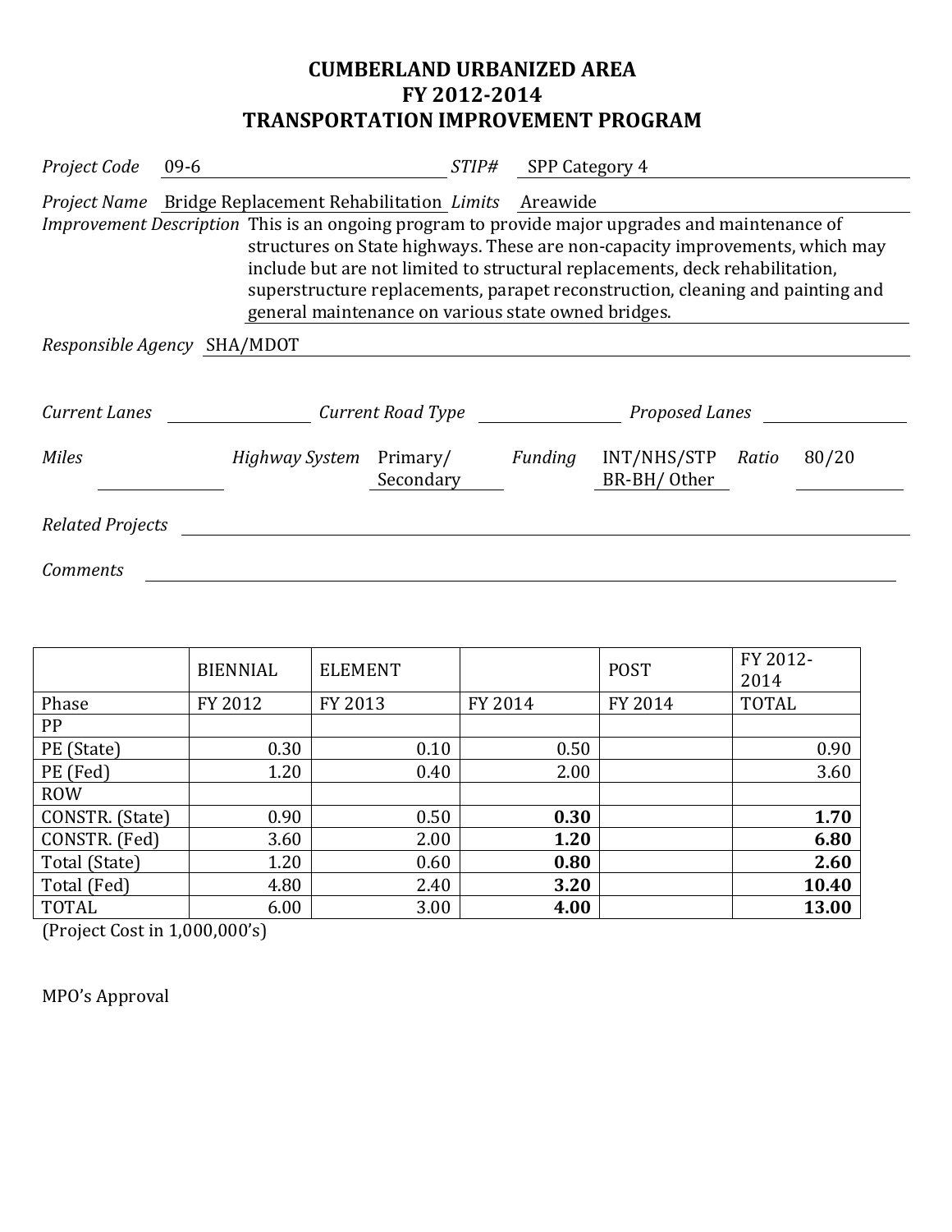# CUMBERLAND URBANIZED AREA
# FY 2012-2014
# TRANSPORTATION IMPROVEMENT PROGRAM

*Project Code* 09-6 *STIP#* SPP Category 4

*Project Name* Bridge Replacement Rehabilitation *Limits* Areawide

*Improvement Description* This is an ongoing program to provide major upgrades and maintenance of structures on State highways. These are non-capacity improvements, which may include but are not limited to structural replacements, deck rehabilitation, superstructure replacements, parapet reconstruction, cleaning and painting and general maintenance on various state owned bridges.

*Responsible Agency* SHA/MDOT

*Current Lanes* *Current Road Type* *Proposed Lanes*

*Miles* *Highway System* Primary/ Secondary *Funding* INT/NHS/STP BR-BH/ Other *Ratio* 80/20

*Related Projects*

*Comments*

| | BIENNIAL | ELEMENT | | POST | FY 2012-2014 |
|---|---|---|---|---|---|
| Phase | FY 2012 | FY 2013 | FY 2014 | FY 2014 | TOTAL |
| PP | | | | | |
| PE (State) | 0.30 | 0.10 | 0.50 | | 0.90 |
| PE (Fed) | 1.20 | 0.40 | 2.00 | | 3.60 |
| ROW | | | | | |
| CONSTR. (State) | 0.90 | 0.50 | **0.30** | | **1.70** |
| CONSTR. (Fed) | 3.60 | 2.00 | **1.20** | | **6.80** |
| Total (State) | 1.20 | 0.60 | **0.80** | | **2.60** |
| Total (Fed) | 4.80 | 2.40 | **3.20** | | **10.40** |
| TOTAL | 6.00 | 3.00 | **4.00** | | **13.00** |

(Project Cost in 1,000,000's)

MPO's Approval